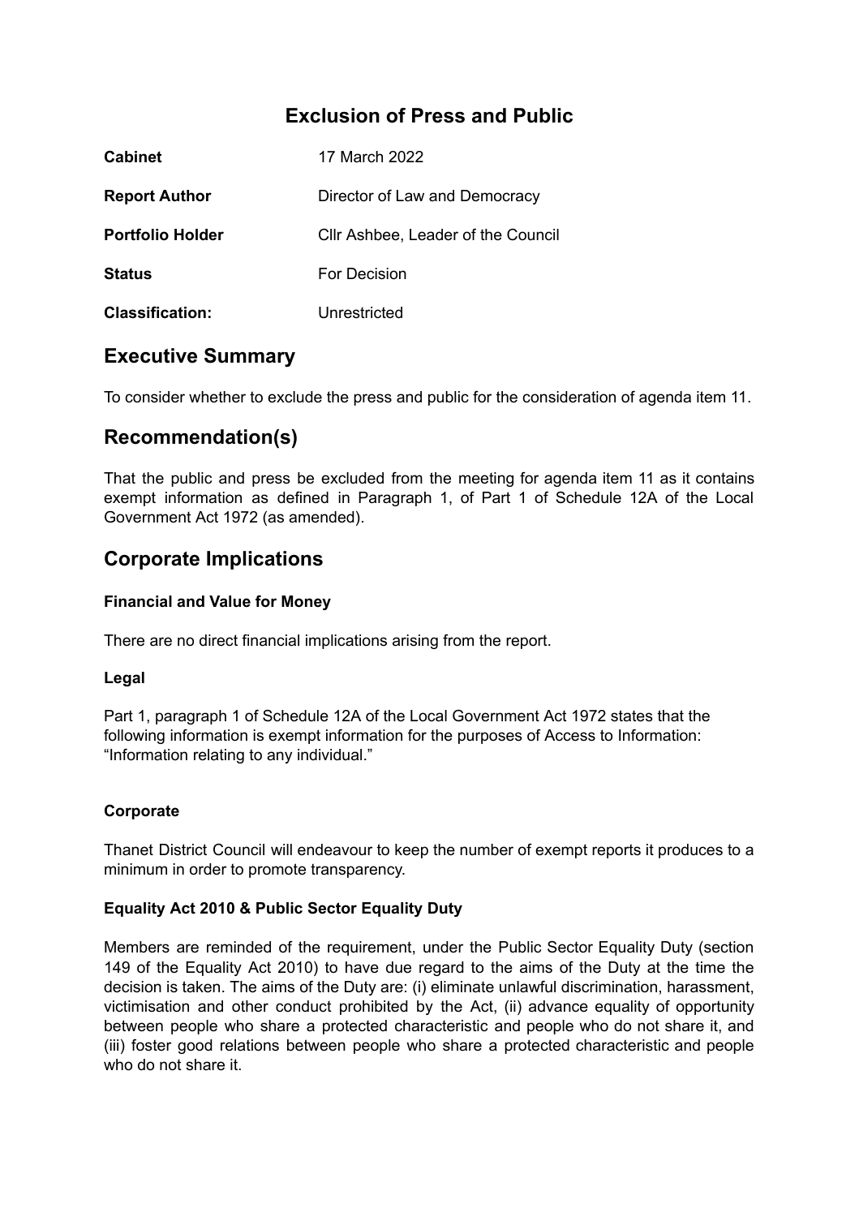# Exclusion of Press and Public

| | |
|---|---|
| **Cabinet** | 17 March 2022 |
| **Report Author** | Director of Law and Democracy |
| **Portfolio Holder** | Cllr Ashbee, Leader of the Council |
| **Status** | For Decision |
| **Classification:** | Unrestricted |

## Executive Summary

To consider whether to exclude the press and public for the consideration of agenda item 11.

## Recommendation(s)

That the public and press be excluded from the meeting for agenda item 11 as it contains exempt information as defined in Paragraph 1, of Part 1 of Schedule 12A of the Local Government Act 1972 (as amended).

## Corporate Implications

### Financial and Value for Money

There are no direct financial implications arising from the report.

### Legal

Part 1, paragraph 1 of Schedule 12A of the Local Government Act 1972 states that the following information is exempt information for the purposes of Access to Information: "Information relating to any individual."

### Corporate

Thanet District Council will endeavour to keep the number of exempt reports it produces to a minimum in order to promote transparency.

### Equality Act 2010 & Public Sector Equality Duty

Members are reminded of the requirement, under the Public Sector Equality Duty (section 149 of the Equality Act 2010) to have due regard to the aims of the Duty at the time the decision is taken. The aims of the Duty are: (i) eliminate unlawful discrimination, harassment, victimisation and other conduct prohibited by the Act, (ii) advance equality of opportunity between people who share a protected characteristic and people who do not share it, and (iii) foster good relations between people who share a protected characteristic and people who do not share it.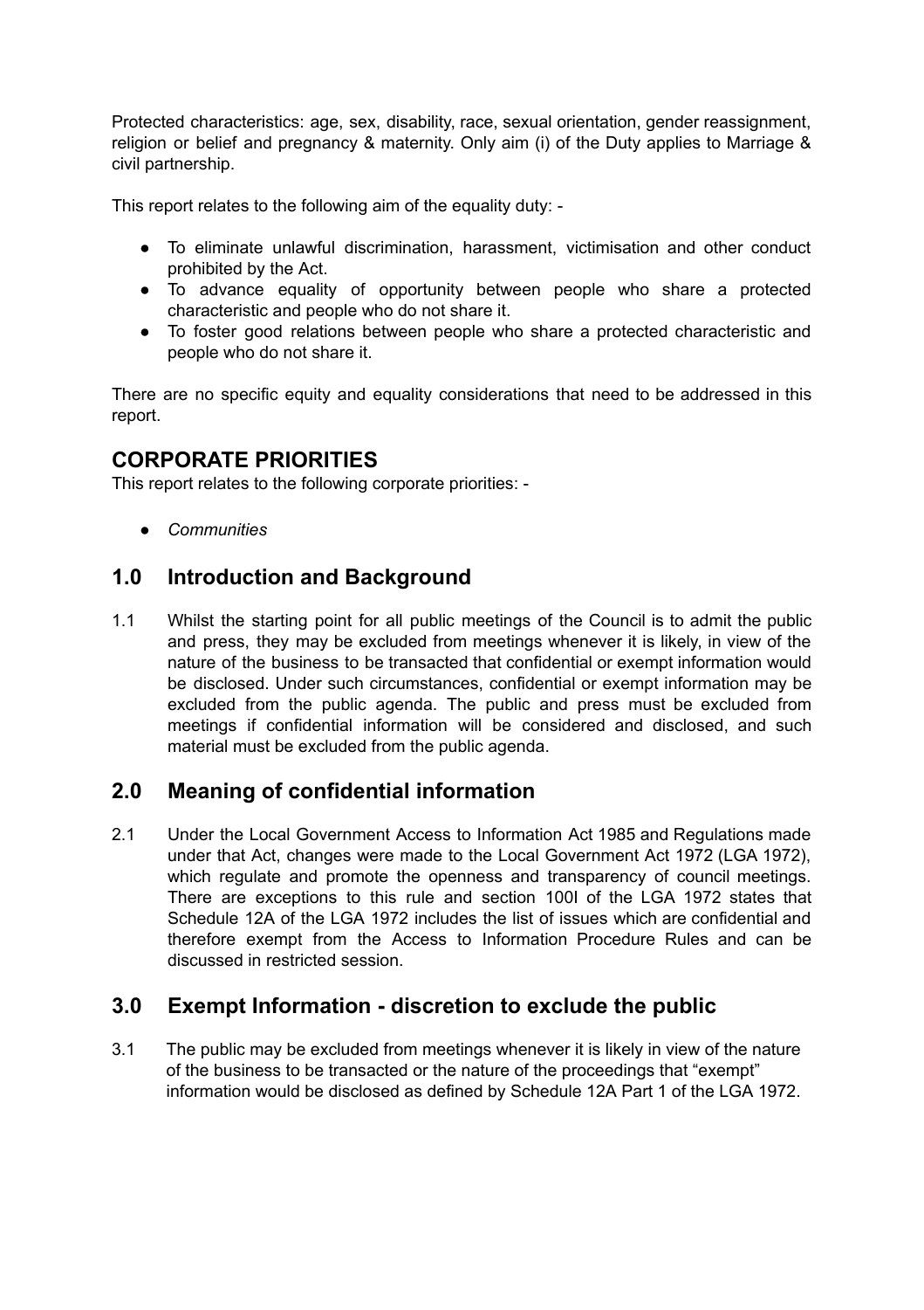Protected characteristics: age, sex, disability, race, sexual orientation, gender reassignment, religion or belief and pregnancy & maternity. Only aim (i) of the Duty applies to Marriage & civil partnership.

This report relates to the following aim of the equality duty: -

- To eliminate unlawful discrimination, harassment, victimisation and other conduct prohibited by the Act.
- To advance equality of opportunity between people who share a protected characteristic and people who do not share it.
- To foster good relations between people who share a protected characteristic and people who do not share it.

There are no specific equity and equality considerations that need to be addressed in this report.

## CORPORATE PRIORITIES

This report relates to the following corporate priorities: -

- *Communities*

## 1.0 Introduction and Background

1.1 Whilst the starting point for all public meetings of the Council is to admit the public and press, they may be excluded from meetings whenever it is likely, in view of the nature of the business to be transacted that confidential or exempt information would be disclosed. Under such circumstances, confidential or exempt information may be excluded from the public agenda. The public and press must be excluded from meetings if confidential information will be considered and disclosed, and such material must be excluded from the public agenda.

## 2.0 Meaning of confidential information

2.1 Under the Local Government Access to Information Act 1985 and Regulations made under that Act, changes were made to the Local Government Act 1972 (LGA 1972), which regulate and promote the openness and transparency of council meetings. There are exceptions to this rule and section 100I of the LGA 1972 states that Schedule 12A of the LGA 1972 includes the list of issues which are confidential and therefore exempt from the Access to Information Procedure Rules and can be discussed in restricted session.

## 3.0 Exempt Information - discretion to exclude the public

3.1 The public may be excluded from meetings whenever it is likely in view of the nature of the business to be transacted or the nature of the proceedings that "exempt" information would be disclosed as defined by Schedule 12A Part 1 of the LGA 1972.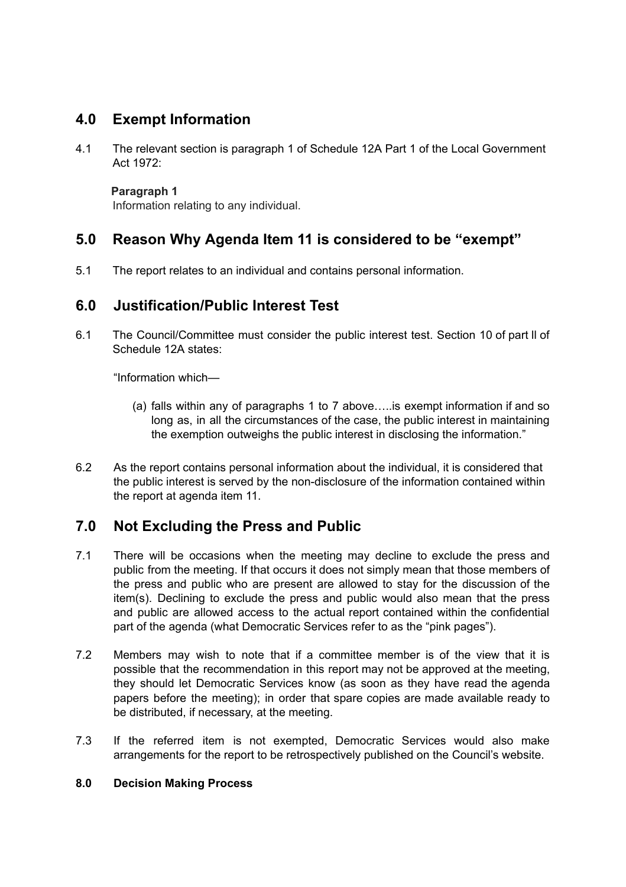## 4.0 Exempt Information

4.1 The relevant section is paragraph 1 of Schedule 12A Part 1 of the Local Government Act 1972:

**Paragraph 1**
Information relating to any individual.

## 5.0 Reason Why Agenda Item 11 is considered to be "exempt"

5.1 The report relates to an individual and contains personal information.

## 6.0 Justification/Public Interest Test

6.1 The Council/Committee must consider the public interest test. Section 10 of part ll of Schedule 12A states:

"Information which—

(a) falls within any of paragraphs 1 to 7 above…..is exempt information if and so long as, in all the circumstances of the case, the public interest in maintaining the exemption outweighs the public interest in disclosing the information."

6.2 As the report contains personal information about the individual, it is considered that the public interest is served by the non-disclosure of the information contained within the report at agenda item 11.

## 7.0 Not Excluding the Press and Public

7.1 There will be occasions when the meeting may decline to exclude the press and public from the meeting. If that occurs it does not simply mean that those members of the press and public who are present are allowed to stay for the discussion of the item(s). Declining to exclude the press and public would also mean that the press and public are allowed access to the actual report contained within the confidential part of the agenda (what Democratic Services refer to as the "pink pages").

7.2 Members may wish to note that if a committee member is of the view that it is possible that the recommendation in this report may not be approved at the meeting, they should let Democratic Services know (as soon as they have read the agenda papers before the meeting); in order that spare copies are made available ready to be distributed, if necessary, at the meeting.

7.3 If the referred item is not exempted, Democratic Services would also make arrangements for the report to be retrospectively published on the Council's website.

**8.0 Decision Making Process**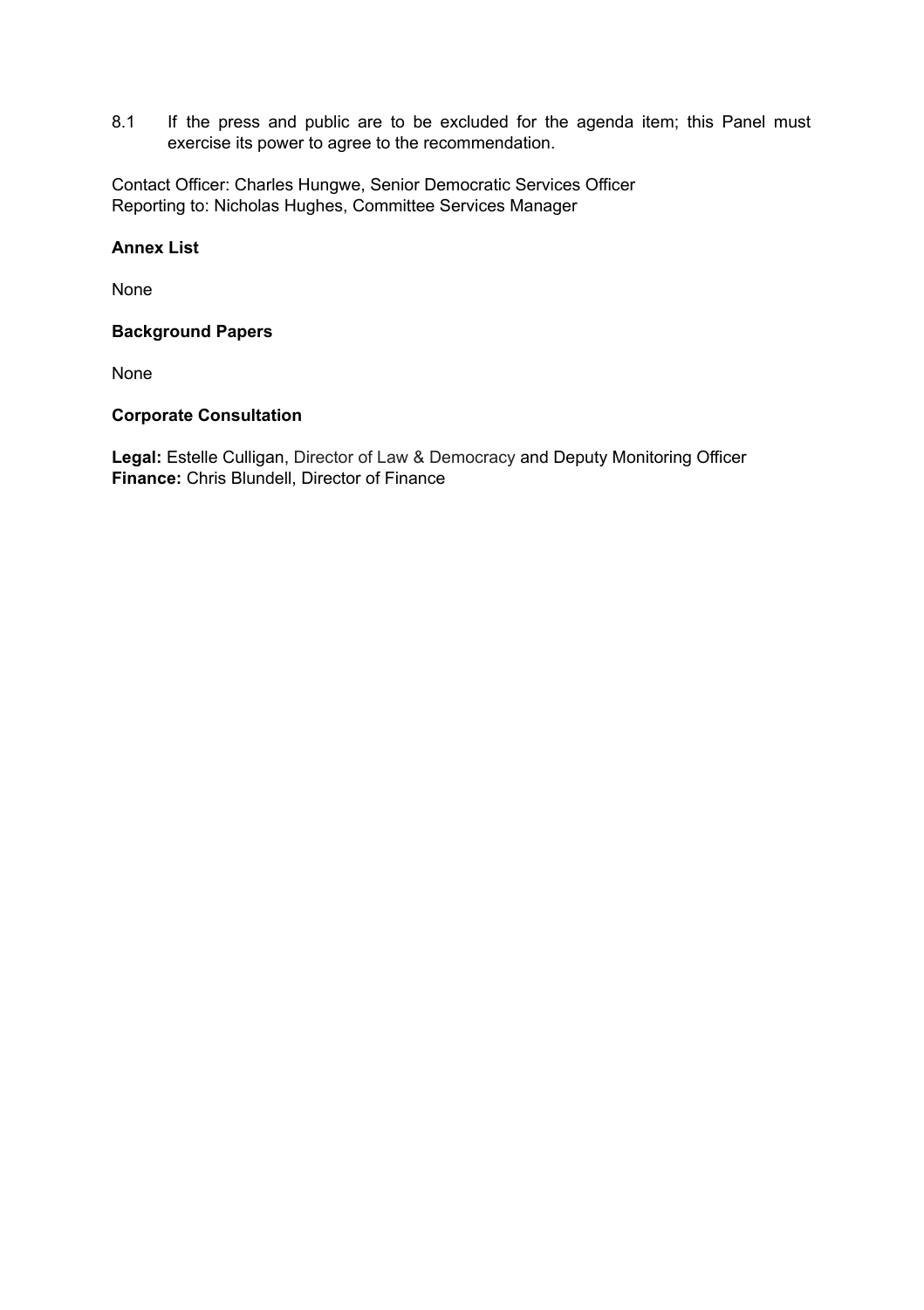8.1 If the press and public are to be excluded for the agenda item; this Panel must exercise its power to agree to the recommendation.

Contact Officer: Charles Hungwe, Senior Democratic Services Officer
Reporting to: Nicholas Hughes, Committee Services Manager

**Annex List**

None

**Background Papers**

None

**Corporate Consultation**

**Legal:** Estelle Culligan, Director of Law & Democracy and Deputy Monitoring Officer
**Finance:** Chris Blundell, Director of Finance